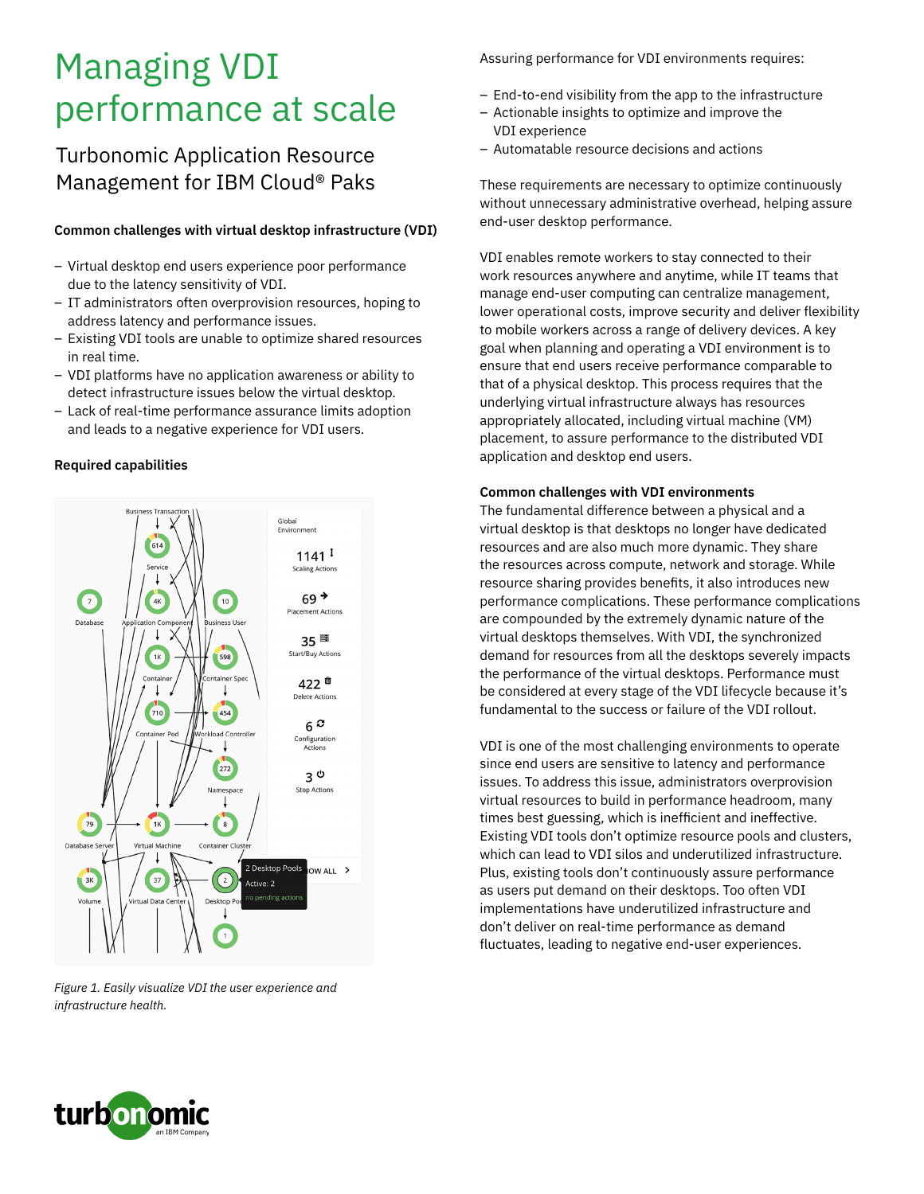# Managing VDI performance at scale

## Turbonomic Application Resource Management for IBM Cloud® Paks

**Common challenges with virtual desktop infrastructure (VDI)**

- Virtual desktop end users experience poor performance due to the latency sensitivity of VDI.
- IT administrators often overprovision resources, hoping to address latency and performance issues.
- Existing VDI tools are unable to optimize shared resources in real time.
- VDI platforms have no application awareness or ability to detect infrastructure issues below the virtual desktop.
- Lack of real-time performance assurance limits adoption and leads to a negative experience for VDI users.

**Required capabilities**

*Figure 1. Easily visualize VDI the user experience and infrastructure health.*

Assuring performance for VDI environments requires:

- End-to-end visibility from the app to the infrastructure
- Actionable insights to optimize and improve the VDI experience
- Automatable resource decisions and actions

These requirements are necessary to optimize continuously without unnecessary administrative overhead, helping assure end-user desktop performance.

VDI enables remote workers to stay connected to their work resources anywhere and anytime, while IT teams that manage end-user computing can centralize management, lower operational costs, improve security and deliver flexibility to mobile workers across a range of delivery devices. A key goal when planning and operating a VDI environment is to ensure that end users receive performance comparable to that of a physical desktop. This process requires that the underlying virtual infrastructure always has resources appropriately allocated, including virtual machine (VM) placement, to assure performance to the distributed VDI application and desktop end users.

**Common challenges with VDI environments**

The fundamental difference between a physical and a virtual desktop is that desktops no longer have dedicated resources and are also much more dynamic. They share the resources across compute, network and storage. While resource sharing provides benefits, it also introduces new performance complications. These performance complications are compounded by the extremely dynamic nature of the virtual desktops themselves. With VDI, the synchronized demand for resources from all the desktops severely impacts the performance of the virtual desktops. Performance must be considered at every stage of the VDI lifecycle because it's fundamental to the success or failure of the VDI rollout.

VDI is one of the most challenging environments to operate since end users are sensitive to latency and performance issues. To address this issue, administrators overprovision virtual resources to build in performance headroom, many times best guessing, which is inefficient and ineffective. Existing VDI tools don't optimize resource pools and clusters, which can lead to VDI silos and underutilized infrastructure. Plus, existing tools don't continuously assure performance as users put demand on their desktops. Too often VDI implementations have underutilized infrastructure and don't deliver on real-time performance as demand fluctuates, leading to negative end-user experiences.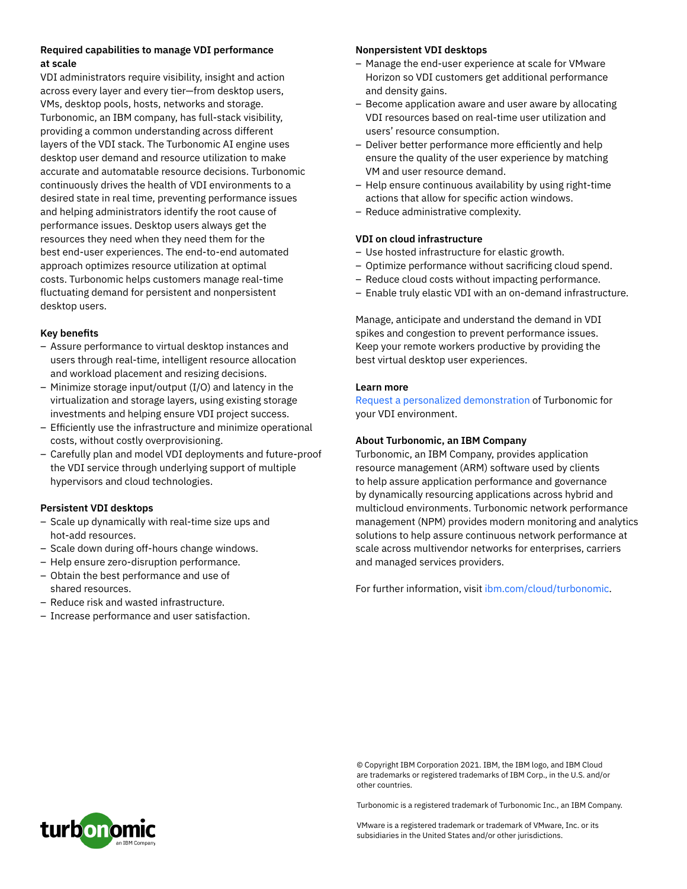### Required capabilities to manage VDI performance at scale

VDI administrators require visibility, insight and action across every layer and every tier—from desktop users, VMs, desktop pools, hosts, networks and storage. Turbonomic, an IBM company, has full-stack visibility, providing a common understanding across different layers of the VDI stack. The Turbonomic AI engine uses desktop user demand and resource utilization to make accurate and automatable resource decisions. Turbonomic continuously drives the health of VDI environments to a desired state in real time, preventing performance issues and helping administrators identify the root cause of performance issues. Desktop users always get the resources they need when they need them for the best end-user experiences. The end-to-end automated approach optimizes resource utilization at optimal costs. Turbonomic helps customers manage real-time fluctuating demand for persistent and nonpersistent desktop users.

### Key benefits

- Assure performance to virtual desktop instances and users through real-time, intelligent resource allocation and workload placement and resizing decisions.
- Minimize storage input/output (I/O) and latency in the virtualization and storage layers, using existing storage investments and helping ensure VDI project success.
- Efficiently use the infrastructure and minimize operational costs, without costly overprovisioning.
- Carefully plan and model VDI deployments and future-proof the VDI service through underlying support of multiple hypervisors and cloud technologies.

### Persistent VDI desktops

- Scale up dynamically with real-time size ups and hot-add resources.
- Scale down during off-hours change windows.
- Help ensure zero-disruption performance.
- Obtain the best performance and use of shared resources.
- Reduce risk and wasted infrastructure.
- Increase performance and user satisfaction.

### Nonpersistent VDI desktops

- Manage the end-user experience at scale for VMware Horizon so VDI customers get additional performance and density gains.
- Become application aware and user aware by allocating VDI resources based on real-time user utilization and users' resource consumption.
- Deliver better performance more efficiently and help ensure the quality of the user experience by matching VM and user resource demand.
- Help ensure continuous availability by using right-time actions that allow for specific action windows.
- Reduce administrative complexity.

### VDI on cloud infrastructure

- Use hosted infrastructure for elastic growth.
- Optimize performance without sacrificing cloud spend.
- Reduce cloud costs without impacting performance.
- Enable truly elastic VDI with an on-demand infrastructure.

Manage, anticipate and understand the demand in VDI spikes and congestion to prevent performance issues. Keep your remote workers productive by providing the best virtual desktop user experiences.

### Learn more

Request a personalized demonstration of Turbonomic for your VDI environment.

### About Turbonomic, an IBM Company

Turbonomic, an IBM Company, provides application resource management (ARM) software used by clients to help assure application performance and governance by dynamically resourcing applications across hybrid and multicloud environments. Turbonomic network performance management (NPM) provides modern monitoring and analytics solutions to help assure continuous network performance at scale across multivendor networks for enterprises, carriers and managed services providers.

For further information, visit ibm.com/cloud/turbonomic.

© Copyright IBM Corporation 2021. IBM, the IBM logo, and IBM Cloud are trademarks or registered trademarks of IBM Corp., in the U.S. and/or other countries.

Turbonomic is a registered trademark of Turbonomic Inc., an IBM Company.

VMware is a registered trademark or trademark of VMware, Inc. or its subsidiaries in the United States and/or other jurisdictions.

turbonomic an IBM Company